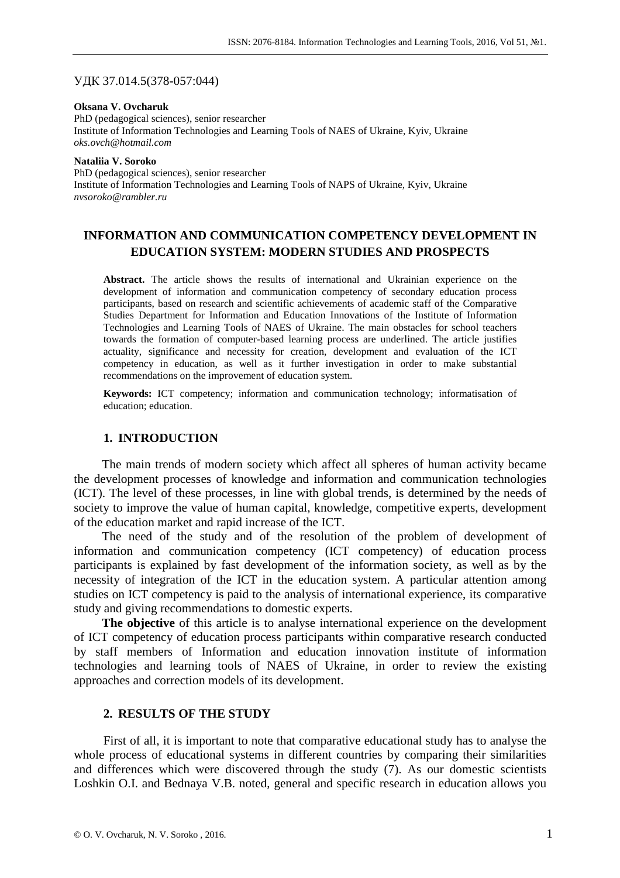УДК 37.014.5(378-057:044)

**Oksana V. Ovcharuk**
PhD (pedagogical sciences), senior researcher
Institute of Information Technologies and Learning Tools of NAES of Ukraine, Kyiv, Ukraine
*oks.ovch@hotmail.com*

**Nataliia V. Soroko**
PhD (pedagogical sciences), senior researcher
Institute of Information Technologies and Learning Tools of NAPS of Ukraine, Kyiv, Ukraine
*nvsoroko@rambler.ru*

# INFORMATION AND COMMUNICATION COMPETENCY DEVELOPMENT IN EDUCATION SYSTEM: MODERN STUDIES AND PROSPECTS

**Abstract.** The article shows the results of international and Ukrainian experience on the development of information and communication competency of secondary education process participants, based on research and scientific achievements of academic staff of the Comparative Studies Department for Information and Education Innovations of the Institute of Information Technologies and Learning Tools of NAES of Ukraine. The main obstacles for school teachers towards the formation of computer-based learning process are underlined. The article justifies actuality, significance and necessity for creation, development and evaluation of the ICT competency in education, as well as it further investigation in order to make substantial recommendations on the improvement of education system.

**Keywords:** ICT competency; information and communication technology; informatisation of education; education.

## 1. INTRODUCTION

The main trends of modern society which affect all spheres of human activity became the development processes of knowledge and information and communication technologies (ICT). The level of these processes, in line with global trends, is determined by the needs of society to improve the value of human capital, knowledge, competitive experts, development of the education market and rapid increase of the ICT.

The need of the study and of the resolution of the problem of development of information and communication competency (ICT competency) of education process participants is explained by fast development of the information society, as well as by the necessity of integration of the ICT in the education system. A particular attention among studies on ICT competency is paid to the analysis of international experience, its comparative study and giving recommendations to domestic experts.

**The objective** of this article is to analyse international experience on the development of ICT competency of education process participants within comparative research conducted by staff members of Information and education innovation institute of information technologies and learning tools of NAES of Ukraine, in order to review the existing approaches and correction models of its development.

## 2. RESULTS OF THE STUDY

First of all, it is important to note that comparative educational study has to analyse the whole process of educational systems in different countries by comparing their similarities and differences which were discovered through the study (7). As our domestic scientists Loshkin O.I. and Bednaya V.B. noted, general and specific research in education allows you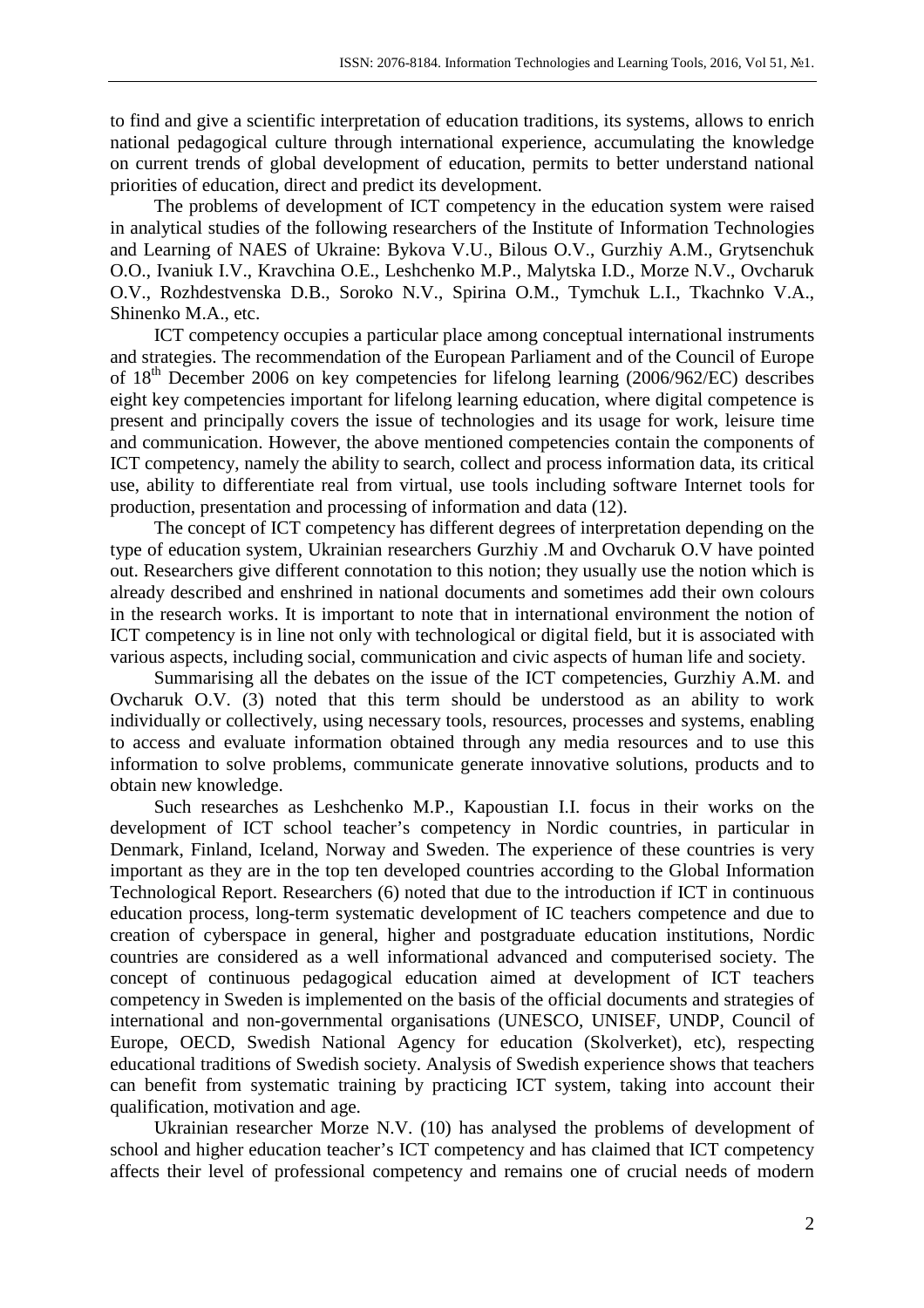to find and give a scientific interpretation of education traditions, its systems, allows to enrich national pedagogical culture through international experience, accumulating the knowledge on current trends of global development of education, permits to better understand national priorities of education, direct and predict its development.

The problems of development of ICT competency in the education system were raised in analytical studies of the following researchers of the Institute of Information Technologies and Learning of NAES of Ukraine: Bykova V.U., Bilous O.V., Gurzhiy A.M., Grytsenchuk O.O., Ivaniuk I.V., Kravchina O.E., Leshchenko M.P., Malytska I.D., Morze N.V., Ovcharuk O.V., Rozhdestvenska D.B., Soroko N.V., Spirina O.M., Tymchuk L.I., Tkachnko V.A., Shinenko M.A., etc.

ICT competency occupies a particular place among conceptual international instruments and strategies. The recommendation of the European Parliament and of the Council of Europe of 18th December 2006 on key competencies for lifelong learning (2006/962/EC) describes eight key competencies important for lifelong learning education, where digital competence is present and principally covers the issue of technologies and its usage for work, leisure time and communication. However, the above mentioned competencies contain the components of ICT competency, namely the ability to search, collect and process information data, its critical use, ability to differentiate real from virtual, use tools including software Internet tools for production, presentation and processing of information and data (12).

The concept of ICT competency has different degrees of interpretation depending on the type of education system, Ukrainian researchers Gurzhiy .M and Ovcharuk O.V have pointed out. Researchers give different connotation to this notion; they usually use the notion which is already described and enshrined in national documents and sometimes add their own colours in the research works. It is important to note that in international environment the notion of ICT competency is in line not only with technological or digital field, but it is associated with various aspects, including social, communication and civic aspects of human life and society.

Summarising all the debates on the issue of the ICT competencies, Gurzhiy A.M. and Ovcharuk O.V. (3) noted that this term should be understood as an ability to work individually or collectively, using necessary tools, resources, processes and systems, enabling to access and evaluate information obtained through any media resources and to use this information to solve problems, communicate generate innovative solutions, products and to obtain new knowledge.

Such researches as Leshchenko M.P., Kapoustian I.I. focus in their works on the development of ICT school teacher's competency in Nordic countries, in particular in Denmark, Finland, Iceland, Norway and Sweden. The experience of these countries is very important as they are in the top ten developed countries according to the Global Information Technological Report. Researchers (6) noted that due to the introduction if ICT in continuous education process, long-term systematic development of IC teachers competence and due to creation of cyberspace in general, higher and postgraduate education institutions, Nordic countries are considered as a well informational advanced and computerised society. The concept of continuous pedagogical education aimed at development of ICT teachers competency in Sweden is implemented on the basis of the official documents and strategies of international and non-governmental organisations (UNESCO, UNISEF, UNDP, Council of Europe, OECD, Swedish National Agency for education (Skolverket), etc), respecting educational traditions of Swedish society. Analysis of Swedish experience shows that teachers can benefit from systematic training by practicing ICT system, taking into account their qualification, motivation and age.

Ukrainian researcher Morze N.V. (10) has analysed the problems of development of school and higher education teacher's ICT competency and has claimed that ICT competency affects their level of professional competency and remains one of crucial needs of modern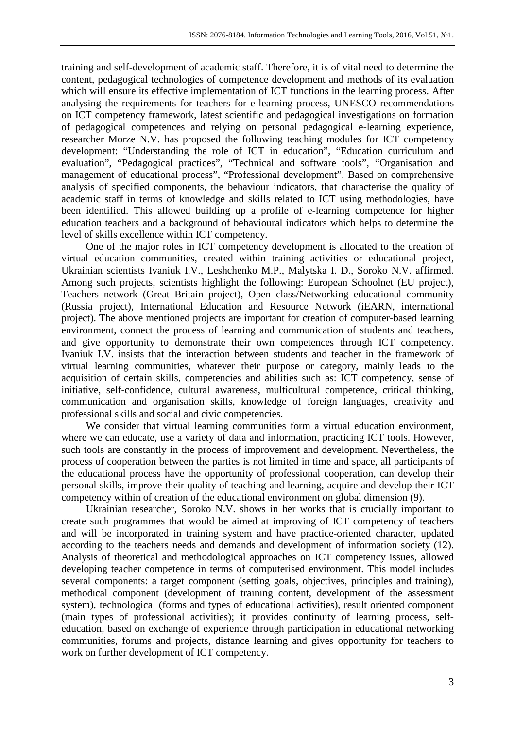training and self-development of academic staff. Therefore, it is of vital need to determine the content, pedagogical technologies of competence development and methods of its evaluation which will ensure its effective implementation of ICT functions in the learning process. After analysing the requirements for teachers for e-learning process, UNESCO recommendations on ICT competency framework, latest scientific and pedagogical investigations on formation of pedagogical competences and relying on personal pedagogical e-learning experience, researcher Morze N.V. has proposed the following teaching modules for ICT competency development: "Understanding the role of ICT in education", "Education curriculum and evaluation", "Pedagogical practices", "Technical and software tools", "Organisation and management of educational process", "Professional development". Based on comprehensive analysis of specified components, the behaviour indicators, that characterise the quality of academic staff in terms of knowledge and skills related to ICT using methodologies, have been identified. This allowed building up a profile of e-learning competence for higher education teachers and a background of behavioural indicators which helps to determine the level of skills excellence within ICT competency.

One of the major roles in ICT competency development is allocated to the creation of virtual education communities, created within training activities or educational project, Ukrainian scientists Ivaniuk I.V., Leshchenko M.P., Malytska I. D., Soroko N.V. affirmed. Among such projects, scientists highlight the following: European Schoolnet (EU project), Teachers network (Great Britain project), Open class/Networking educational community (Russia project), International Education and Resource Network (iEARN, international project). The above mentioned projects are important for creation of computer-based learning environment, connect the process of learning and communication of students and teachers, and give opportunity to demonstrate their own competences through ICT competency. Ivaniuk I.V. insists that the interaction between students and teacher in the framework of virtual learning communities, whatever their purpose or category, mainly leads to the acquisition of certain skills, competencies and abilities such as: ICT competency, sense of initiative, self-confidence, cultural awareness, multicultural competence, critical thinking, communication and organisation skills, knowledge of foreign languages, creativity and professional skills and social and civic competencies.

We consider that virtual learning communities form a virtual education environment, where we can educate, use a variety of data and information, practicing ICT tools. However, such tools are constantly in the process of improvement and development. Nevertheless, the process of cooperation between the parties is not limited in time and space, all participants of the educational process have the opportunity of professional cooperation, can develop their personal skills, improve their quality of teaching and learning, acquire and develop their ICT competency within of creation of the educational environment on global dimension (9).

Ukrainian researcher, Soroko N.V. shows in her works that is crucially important to create such programmes that would be aimed at improving of ICT competency of teachers and will be incorporated in training system and have practice-oriented character, updated according to the teachers needs and demands and development of information society (12). Analysis of theoretical and methodological approaches on ICT competency issues, allowed developing teacher competence in terms of computerised environment. This model includes several components: a target component (setting goals, objectives, principles and training), methodical component (development of training content, development of the assessment system), technological (forms and types of educational activities), result oriented component (main types of professional activities); it provides continuity of learning process, self-education, based on exchange of experience through participation in educational networking communities, forums and projects, distance learning and gives opportunity for teachers to work on further development of ICT competency.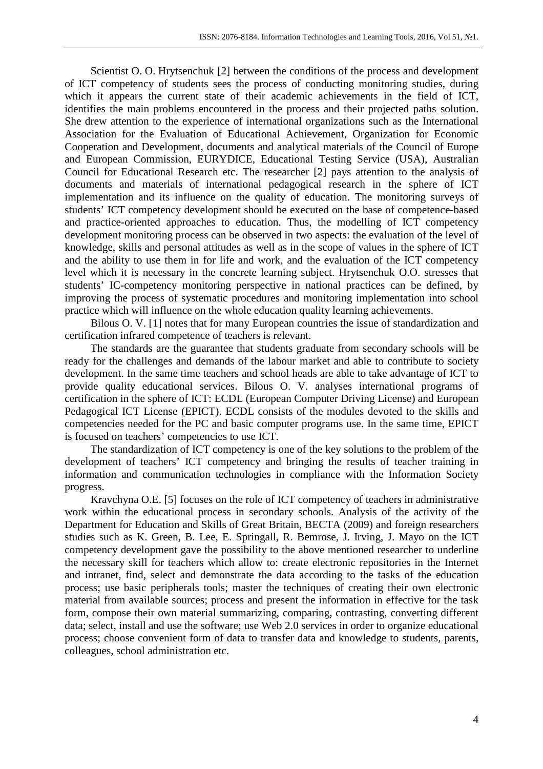Scientist O. O. Hrytsenchuk [2] between the conditions of the process and development of ICT competency of students sees the process of conducting monitoring studies, during which it appears the current state of their academic achievements in the field of ICT, identifies the main problems encountered in the process and their projected paths solution. She drew attention to the experience of international organizations such as the International Association for the Evaluation of Educational Achievement, Organization for Economic Cooperation and Development, documents and analytical materials of the Council of Europe and European Commission, EURYDICE, Educational Testing Service (USA), Australian Council for Educational Research etc. The researcher [2] pays attention to the analysis of documents and materials of international pedagogical research in the sphere of ICT implementation and its influence on the quality of education. The monitoring surveys of students' ICT competency development should be executed on the base of competence-based and practice-oriented approaches to education. Thus, the modelling of ICT competency development monitoring process can be observed in two aspects: the evaluation of the level of knowledge, skills and personal attitudes as well as in the scope of values in the sphere of ICT and the ability to use them in for life and work, and the evaluation of the ICT competency level which it is necessary in the concrete learning subject. Hrytsenchuk O.O. stresses that students' IC-competency monitoring perspective in national practices can be defined, by improving the process of systematic procedures and monitoring implementation into school practice which will influence on the whole education quality learning achievements.

Bilous O. V. [1] notes that for many European countries the issue of standardization and certification infrared competence of teachers is relevant.

The standards are the guarantee that students graduate from secondary schools will be ready for the challenges and demands of the labour market and able to contribute to society development. In the same time teachers and school heads are able to take advantage of ICT to provide quality educational services. Bilous O. V. analyses international programs of certification in the sphere of ICT: ECDL (European Computer Driving License) and European Pedagogical ICT License (EPICT). ECDL consists of the modules devoted to the skills and competencies needed for the PC and basic computer programs use. In the same time, EPICT is focused on teachers' competencies to use ICT.

The standardization of ICT competency is one of the key solutions to the problem of the development of teachers' ICT competency and bringing the results of teacher training in information and communication technologies in compliance with the Information Society progress.

Kravchyna O.E. [5] focuses on the role of ICT competency of teachers in administrative work within the educational process in secondary schools. Analysis of the activity of the Department for Education and Skills of Great Britain, BECTA (2009) and foreign researchers studies such as K. Green, B. Lee, E. Springall, R. Bemrose, J. Irving, J. Mayo on the ICT competency development gave the possibility to the above mentioned researcher to underline the necessary skill for teachers which allow to: create electronic repositories in the Internet and intranet, find, select and demonstrate the data according to the tasks of the education process; use basic peripherals tools; master the techniques of creating their own electronic material from available sources; process and present the information in effective for the task form, compose their own material summarizing, comparing, contrasting, converting different data; select, install and use the software; use Web 2.0 services in order to organize educational process; choose convenient form of data to transfer data and knowledge to students, parents, colleagues, school administration etc.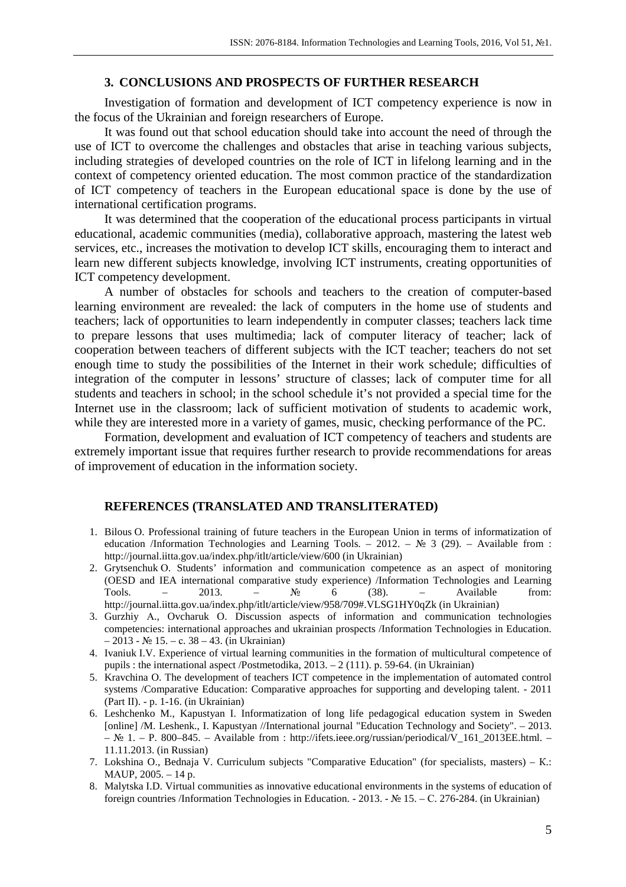## 3. CONCLUSIONS AND PROSPECTS OF FURTHER RESEARCH

Investigation of formation and development of ICT competency experience is now in the focus of the Ukrainian and foreign researchers of Europe.

It was found out that school education should take into account the need of through the use of ICT to overcome the challenges and obstacles that arise in teaching various subjects, including strategies of developed countries on the role of ICT in lifelong learning and in the context of competency oriented education. The most common practice of the standardization of ICT competency of teachers in the European educational space is done by the use of international certification programs.

It was determined that the cooperation of the educational process participants in virtual educational, academic communities (media), collaborative approach, mastering the latest web services, etc., increases the motivation to develop ICT skills, encouraging them to interact and learn new different subjects knowledge, involving ICT instruments, creating opportunities of ICT competency development.

A number of obstacles for schools and teachers to the creation of computer-based learning environment are revealed: the lack of computers in the home use of students and teachers; lack of opportunities to learn independently in computer classes; teachers lack time to prepare lessons that uses multimedia; lack of computer literacy of teacher; lack of cooperation between teachers of different subjects with the ICT teacher; teachers do not set enough time to study the possibilities of the Internet in their work schedule; difficulties of integration of the computer in lessons' structure of classes; lack of computer time for all students and teachers in school; in the school schedule it's not provided a special time for the Internet use in the classroom; lack of sufficient motivation of students to academic work, while they are interested more in a variety of games, music, checking performance of the PC.

Formation, development and evaluation of ICT competency of teachers and students are extremely important issue that requires further research to provide recommendations for areas of improvement of education in the information society.

## REFERENCES (TRANSLATED AND TRANSLITERATED)

1. Bilous O. Professional training of future teachers in the European Union in terms of informatization of education /Information Technologies and Learning Tools. – 2012. – № 3 (29). – Available from : http://journal.iitta.gov.ua/index.php/itlt/article/view/600 (in Ukrainian)
2. Grytsenchuk O. Students' information and communication competence as an aspect of monitoring (OESD and IEA international comparative study experience) /Information Technologies and Learning Tools. – 2013. – № 6 (38). – Available from: http://journal.iitta.gov.ua/index.php/itlt/article/view/958/709#.VLSG1HY0qZk (in Ukrainian)
3. Gurzhiy A., Ovcharuk O. Discussion aspects of information and communication technologies competencies: international approaches and ukrainian prospects /Information Technologies in Education. – 2013 - № 15. – c. 38 – 43. (in Ukrainian)
4. Ivaniuk I.V. Experience of virtual learning communities in the formation of multicultural competence of pupils : the international aspect /Postmetodika, 2013. – 2 (111). p. 59-64. (in Ukrainian)
5. Kravchina O. The development of teachers ICT competence in the implementation of automated control systems /Comparative Education: Comparative approaches for supporting and developing talent. - 2011 (Part II). - p. 1-16. (in Ukrainian)
6. Leshchenko M., Kapustyan I. Informatization of long life pedagogical education system in Sweden [online] /M. Leshenk., I. Kapustyan //International journal "Education Technology and Society". – 2013. – № 1. – P. 800–845. – Available from : http://ifets.ieee.org/russian/periodical/V_161_2013EE.html. – 11.11.2013. (in Russian)
7. Lokshina O., Bednaja V. Curriculum subjects "Comparative Education" (for specialists, masters) – K.: MAUP, 2005. – 14 p.
8. Malytska I.D. Virtual communities as innovative educational environments in the systems of education of foreign countries /Information Technologies in Education. - 2013. - № 15. – C. 276-284. (in Ukrainian)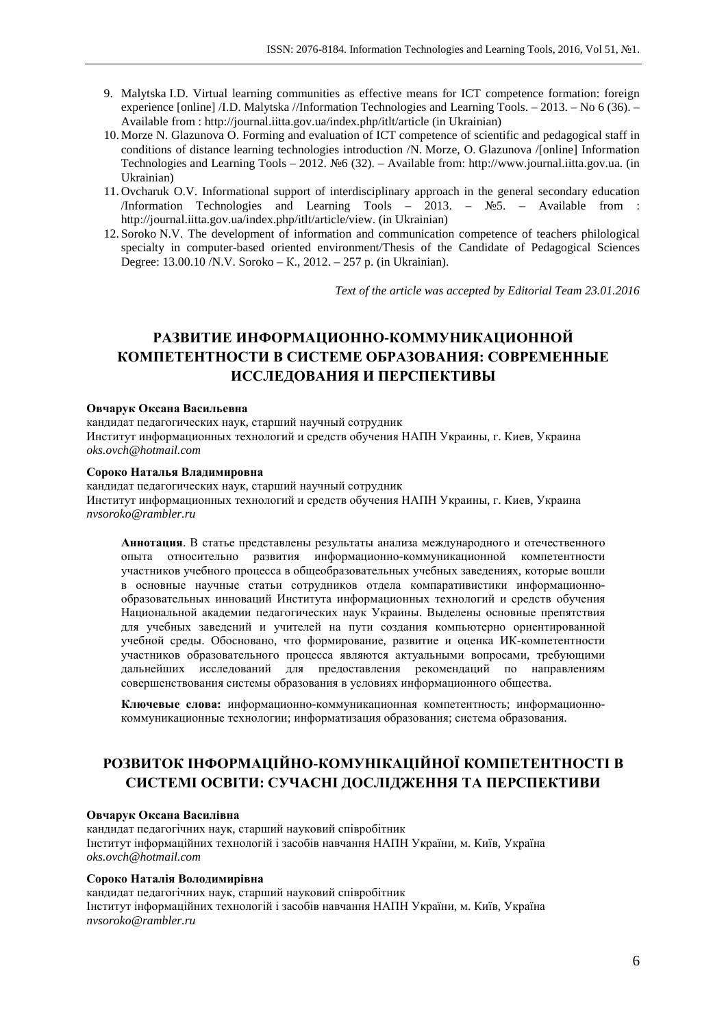9. Malytska I.D. Virtual learning communities as effective means for ICT competence formation: foreign experience [online] /I.D. Malytska //Information Technologies and Learning Tools. – 2013. – No 6 (36). – Available from : http://journal.iitta.gov.ua/index.php/itlt/article (in Ukrainian)
10. Morze N. Glazunova O. Forming and evaluation of ICT competence of scientific and pedagogical staff in conditions of distance learning technologies introduction /N. Morze, O. Glazunova /[online] Information Technologies and Learning Tools – 2012. №6 (32). – Available from: http://www.journal.iitta.gov.ua. (in Ukrainian)
11. Ovcharuk O.V. Informational support of interdisciplinary approach in the general secondary education /Information Technologies and Learning Tools – 2013. – №5. – Available from : http://journal.iitta.gov.ua/index.php/itlt/article/view. (in Ukrainian)
12. Soroko N.V. The development of information and communication competence of teachers philological specialty in computer-based oriented environment/Thesis of the Candidate of Pedagogical Sciences Degree: 13.00.10 /N.V. Soroko – K., 2012. – 257 p. (in Ukrainian).

*Text of the article was accepted by Editorial Team 23.01.2016*

## РАЗВИТИЕ ИНФОРМАЦИОННО-КОММУНИКАЦИОННОЙ КОМПЕТЕНТНОСТИ В СИСТЕМЕ ОБРАЗОВАНИЯ: СОВРЕМЕННЫЕ ИССЛЕДОВАНИЯ И ПЕРСПЕКТИВЫ

**Овчарук Оксана Васильевна**
кандидат педагогических наук, старший научный сотрудник
Институт информационных технологий и средств обучения НАПН Украины, г. Киев, Украина
*oks.ovch@hotmail.com*

**Сороко Наталья Владимировна**
кандидат педагогических наук, старший научный сотрудник
Институт информационных технологий и средств обучения НАПН Украины, г. Киев, Украина
*nvsoroko@rambler.ru*

**Аннотация**. В статье представлены результаты анализа международного и отечественного опыта относительно развития информационно-коммуникационной компетентности участников учебного процесса в общеобразовательных учебных заведениях, которые вошли в основные научные статьи сотрудников отдела компаративистики информационно-образовательных инноваций Института информационных технологий и средств обучения Национальной академии педагогических наук Украины. Выделены основные препятствия для учебных заведений и учителей на пути создания компьютерно ориентированной учебной среды. Обосновано, что формирование, развитие и оценка ИК-компетентности участников образовательного процесса являются актуальными вопросами, требующими дальнейших исследований для предоставления рекомендаций по направлениям совершенствования системы образования в условиях информационного общества.

**Ключевые слова:** информационно-коммуникационная компетентность; информационно-коммуникационные технологии; информатизация образования; система образования.

## РОЗВИТОК ІНФОРМАЦІЙНО-КОМУНІКАЦІЙНОЇ КОМПЕТЕНТНОСТІ В СИСТЕМІ ОСВІТИ: СУЧАСНІ ДОСЛІДЖЕННЯ ТА ПЕРСПЕКТИВИ

**Овчарук Оксана Василівна**
кандидат педагогічних наук, старший науковий співробітник
Інститут інформаційних технологій і засобів навчання НАПН України, м. Київ, Україна
*oks.ovch@hotmail.com*

**Сороко Наталія Володимирівна**
кандидат педагогічних наук, старший науковий співробітник
Інститут інформаційних технологій і засобів навчання НАПН України, м. Київ, Україна
*nvsoroko@rambler.ru*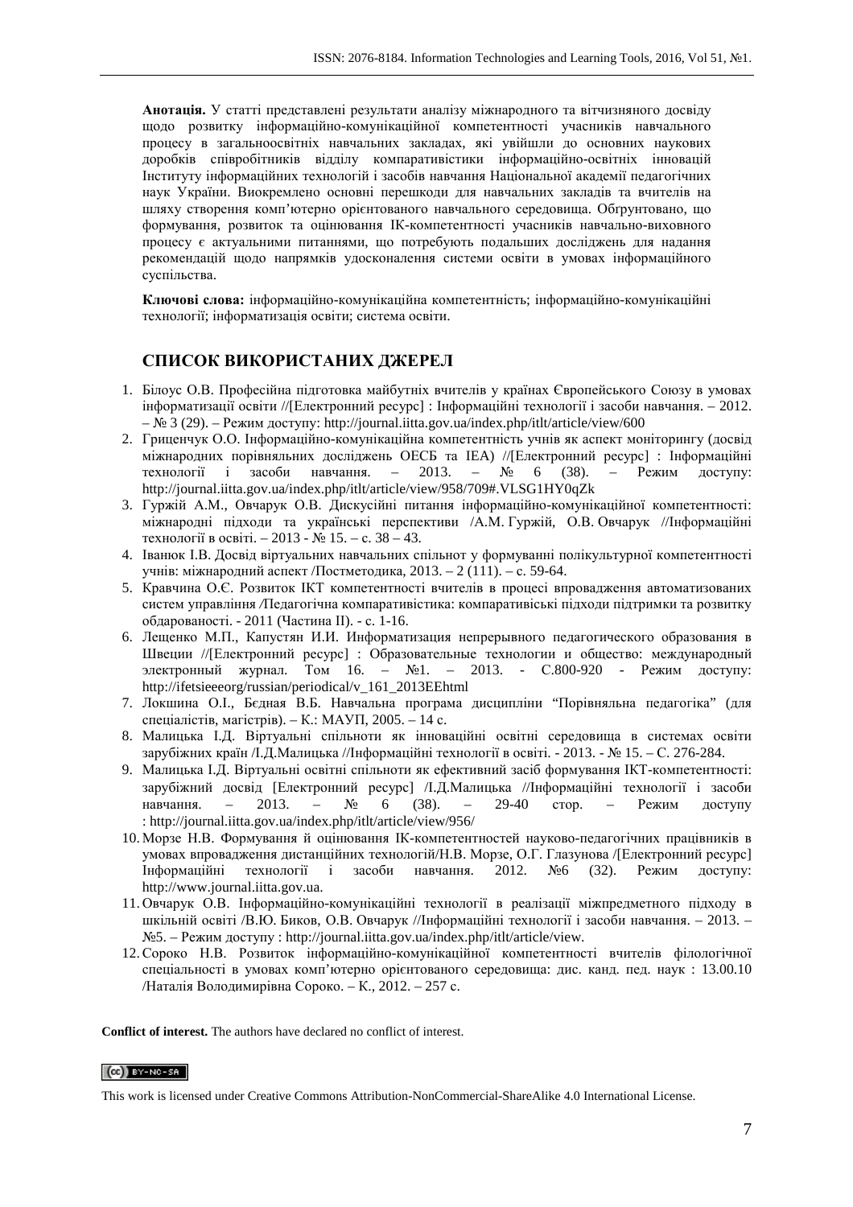**Анотація.** У статті представлені результати аналізу міжнародного та вітчизняного досвіду щодо розвитку інформаційно-комунікаційної компетентності учасників навчального процесу в загальноосвітніх навчальних закладах, які увійшли до основних наукових доробків співробітників відділу компаративістики інформаційно-освітніх інновацій Інституту інформаційних технологій і засобів навчання Національної академії педагогічних наук України. Виокремлено основні перешкоди для навчальних закладів та вчителів на шляху створення комп'ютерно орієнтованого навчального середовища. Обґрунтовано, що формування, розвиток та оцінювання ІК-компетентності учасників навчально-виховного процесу є актуальними питаннями, що потребують подальших досліджень для надання рекомендацій щодо напрямків удосконалення системи освіти в умовах інформаційного суспільства.

**Ключові слова:** інформаційно-комунікаційна компетентність; інформаційно-комунікаційні технології; інформатизація освіти; система освіти.

## СПИСОК ВИКОРИСТАНИХ ДЖЕРЕЛ

1. Білоус О.В. Професійна підготовка майбутніх вчителів у країнах Європейського Союзу в умовах інформатизації освіти //[Електронний ресурс] : Інформаційні технології і засоби навчання. – 2012. – № 3 (29). – Режим доступу: http://journal.iitta.gov.ua/index.php/itlt/article/view/600
2. Гриценчук О.О. Інформаційно-комунікаційна компетентність учнів як аспект моніторингу (досвід міжнародних порівняльних досліджень ОЕСБ та IEA) //[Електронний ресурс] : Інформаційні технології і засоби навчання. – 2013. – № 6 (38). – Режим доступу: http://journal.iitta.gov.ua/index.php/itlt/article/view/958/709#.VLSG1HY0qZk
3. Гуржій А.М., Овчарук О.В. Дискусійні питання інформаційно-комунікаційної компетентності: міжнародні підходи та українські перспективи /А.М. Гуржій, О.В. Овчарук //Інформаційні технології в освіті. – 2013 - № 15. – с. 38 – 43.
4. Іванюк І.В. Досвід віртуальних навчальних спільнот у формуванні полікультурної компетентності учнів: міжнародний аспект /Постметодика, 2013. – 2 (111). – с. 59-64.
5. Кравчина О.Є. Розвиток ІКТ компетентності вчителів в процесі впровадження автоматизованих систем управління /Педагогічна компаративістика: компаративіські підходи підтримки та розвитку обдарованості. - 2011 (Частина ІІ). - с. 1-16.
6. Лещенко М.П., Капустян И.И. Информатизация непрерывного педагогического образования в Швеции //[Електронний ресурс] : Образовательные технологии и общество: международный электронный журнал. Том 16. – №1. – 2013. - С.800-920 - Режим доступу: http://ifetsieeeorg/russian/periodical/v_161_2013EEhtml
7. Локшина О.І., Бєдная В.Б. Навчальна програма дисципліни "Порівняльна педагогіка" (для спеціалістів, магістрів). – К.: МАУП, 2005. – 14 с.
8. Малицька І.Д. Віртуальні спільноти як інноваційні освітні середовища в системах освіти зарубіжних країн /І.Д.Малицька //Інформаційні технології в освіті. - 2013. - № 15. – С. 276-284.
9. Малицька І.Д. Віртуальні освітні спільноти як ефективний засіб формування ІКТ-компетентності: зарубіжний досвід [Електронний ресурс] /І.Д.Малицька //Інформаційні технології і засоби навчання. – 2013. – № 6 (38). – 29-40 стор. – Режим доступу : http://journal.iitta.gov.ua/index.php/itlt/article/view/956/
10. Морзе Н.В. Формування й оцінювання ІК-компетентностей науково-педагогічних працівників в умовах впровадження дистанційних технологій/Н.В. Морзе, О.Г. Глазунова /[Електронний ресурс] Інформаційні технології і засоби навчання. 2012. №6 (32). Режим доступу: http://www.journal.iitta.gov.ua.
11. Овчарук О.В. Інформаційно-комунікаційні технології в реалізації міжпредметного підходу в шкільній освіті /В.Ю. Биков, О.В. Овчарук //Інформаційні технології і засоби навчання. – 2013. – №5. – Режим доступу : http://journal.iitta.gov.ua/index.php/itlt/article/view.
12. Сороко Н.В. Розвиток інформаційної компетентності вчителів філологічної спеціальності в умовах комп'ютерно орієнтованого середовища: дис. канд. пед. наук : 13.00.10 /Наталія Володимирівна Сороко. – К., 2012. – 257 с.

**Conflict of interest.** The authors have declared no conflict of interest.

This work is licensed under Creative Commons Attribution-NonCommercial-ShareAlike 4.0 International License.